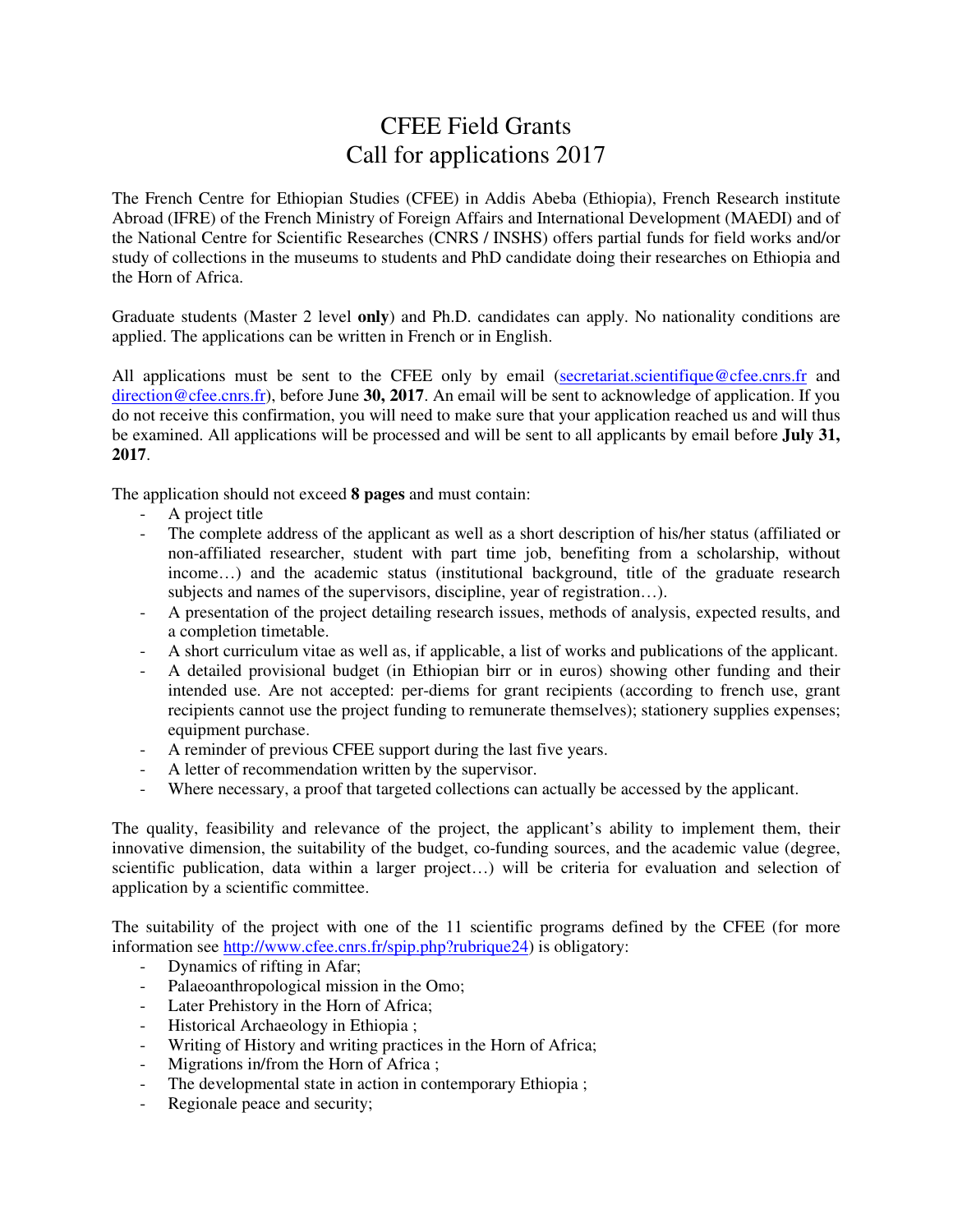# CFEE Field Grants
# Call for applications 2017

The French Centre for Ethiopian Studies (CFEE) in Addis Abeba (Ethiopia), French Research institute Abroad (IFRE) of the French Ministry of Foreign Affairs and International Development (MAEDI) and of the National Centre for Scientific Researches (CNRS / INSHS) offers partial funds for field works and/or study of collections in the museums to students and PhD candidate doing their researches on Ethiopia and the Horn of Africa.

Graduate students (Master 2 level **only**) and Ph.D. candidates can apply. No nationality conditions are applied. The applications can be written in French or in English.

All applications must be sent to the CFEE only by email (secretariat.scientifique@cfee.cnrs.fr and direction@cfee.cnrs.fr), before June **30, 2017**. An email will be sent to acknowledge of application. If you do not receive this confirmation, you will need to make sure that your application reached us and will thus be examined. All applications will be processed and will be sent to all applicants by email before **July 31, 2017**.

The application should not exceed **8 pages** and must contain:

- A project title
- The complete address of the applicant as well as a short description of his/her status (affiliated or non-affiliated researcher, student with part time job, benefiting from a scholarship, without income…) and the academic status (institutional background, title of the graduate research subjects and names of the supervisors, discipline, year of registration…).
- A presentation of the project detailing research issues, methods of analysis, expected results, and a completion timetable.
- A short curriculum vitae as well as, if applicable, a list of works and publications of the applicant.
- A detailed provisional budget (in Ethiopian birr or in euros) showing other funding and their intended use. Are not accepted: per-diems for grant recipients (according to french use, grant recipients cannot use the project funding to remunerate themselves); stationery supplies expenses; equipment purchase.
- A reminder of previous CFEE support during the last five years.
- A letter of recommendation written by the supervisor.
- Where necessary, a proof that targeted collections can actually be accessed by the applicant.

The quality, feasibility and relevance of the project, the applicant's ability to implement them, their innovative dimension, the suitability of the budget, co-funding sources, and the academic value (degree, scientific publication, data within a larger project…) will be criteria for evaluation and selection of application by a scientific committee.

The suitability of the project with one of the 11 scientific programs defined by the CFEE (for more information see http://www.cfee.cnrs.fr/spip.php?rubrique24) is obligatory:

- Dynamics of rifting in Afar;
- Palaeoanthropological mission in the Omo;
- Later Prehistory in the Horn of Africa;
- Historical Archaeology in Ethiopia ;
- Writing of History and writing practices in the Horn of Africa;
- Migrations in/from the Horn of Africa ;
- The developmental state in action in contemporary Ethiopia ;
- Regionale peace and security;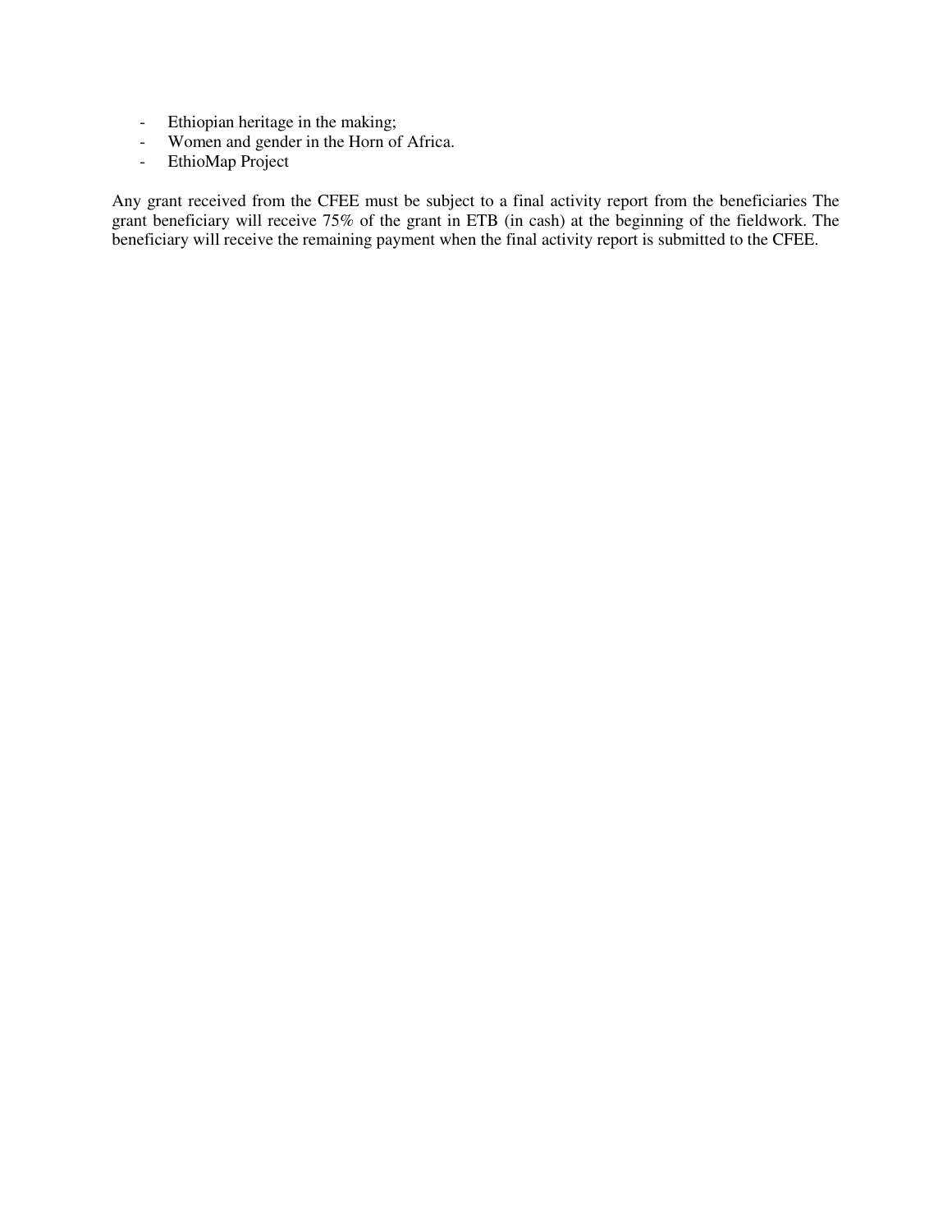- Ethiopian heritage in the making;
- Women and gender in the Horn of Africa.
- EthioMap Project

Any grant received from the CFEE must be subject to a final activity report from the beneficiaries The grant beneficiary will receive 75% of the grant in ETB (in cash) at the beginning of the fieldwork. The beneficiary will receive the remaining payment when the final activity report is submitted to the CFEE.